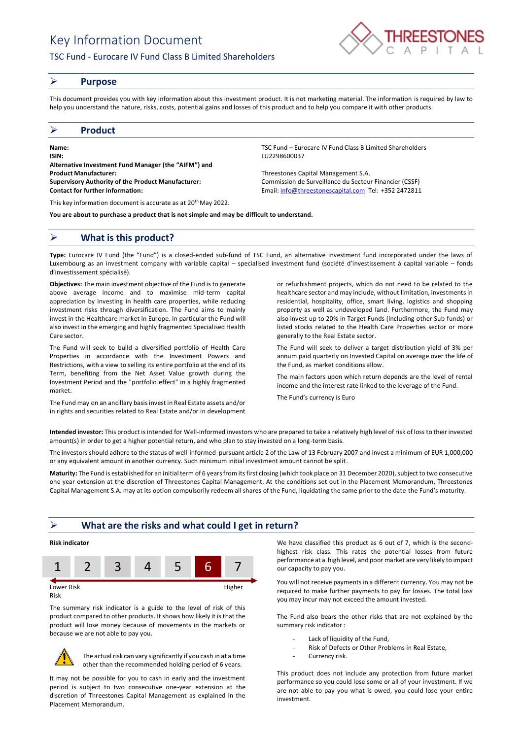# Key Information Document

## TSC Fund - Eurocare IV Fund Class B Limited Shareholders

THREESTONES CAPITAL

## Purpose

This document provides you with key information about this investment product. It is not marketing material. The information is required by law to help you understand the nature, risks, costs, potential gains and losses of this product and to help you compare it with other products.

## Product

| | |
|---|---|
| **Name:** | TSC Fund – Eurocare IV Fund Class B Limited Shareholders |
| **ISIN:** | LU2298600037 |
| **Alternative Investment Fund Manager (the "AIFM") and Product Manufacturer:** | Threestones Capital Management S.A. |
| **Supervisory Authority of the Product Manufacturer:** | Commission de Surveillance du Secteur Financier (CSSF) |
| **Contact for further information:** | Email: info@threestonescapital.com Tel: +352 2472811 |

This key information document is accurate as at 20th May 2022.

**You are about to purchase a product that is not simple and may be difficult to understand.**

## What is this product?

**Type:** Eurocare IV Fund (the "Fund") is a closed-ended sub-fund of TSC Fund, an alternative investment fund incorporated under the laws of Luxembourg as an investment company with variable capital – specialised investment fund (société d'investissement à capital variable – fonds d'investissement spécialisé).

**Objectives:** The main investment objective of the Fund is to generate above average income and maximise mid-term capital appreciation by investing in health care properties, while reducing investment risks through diversification. The Fund aims to mainly invest in the Healthcare market in Europe. In particular the Fund will also invest in the emerging and highly fragmented Specialised Health Care sector.

The Fund will seek to build a diversified portfolio of Health Care Properties in accordance with the Investment Powers and Restrictions, with a view to selling its entire portfolio at the end of its Term, benefiting from the Net Asset Value growth during the Investment Period and the "portfolio effect" in a highly fragmented market.

The Fund may on an ancillary basis invest in Real Estate assets and/or in rights and securities related to Real Estate and/or in development or refurbishment projects, which do not need to be related to the healthcare sector and may include, without limitation, investments in residential, hospitality, office, smart living, logistics and shopping property as well as undeveloped land. Furthermore, the Fund may also invest up to 20% in Target Funds (including other Sub-funds) or listed stocks related to the Health Care Properties sector or more generally to the Real Estate sector.

The Fund will seek to deliver a target distribution yield of 3% per annum paid quarterly on Invested Capital on average over the life of the Fund, as market conditions allow.

The main factors upon which return depends are the level of rental income and the interest rate linked to the leverage of the Fund.

The Fund's currency is Euro

**Intended investor:** This product is intended for Well-Informed investors who are prepared to take a relatively high level of risk of loss to their invested amount(s) in order to get a higher potential return, and who plan to stay invested on a long-term basis.

The investors should adhere to the status of well-informed pursuant article 2 of the Law of 13 February 2007 and invest a minimum of EUR 1,000,000 or any equivalent amount in another currency. Such minimum initial investment amount cannot be split.

**Maturity:** The Fund is established for an initial term of 6 years from its first closing (which took place on 31 December 2020), subject to two consecutive one year extension at the discretion of Threestones Capital Management. At the conditions set out in the Placement Memorandum, Threestones Capital Management S.A. may at its option compulsorily redeem all shares of the Fund, liquidating the same prior to the date the Fund's maturity.

## What are the risks and what could I get in return?

**Risk indicator**

1 2 3 4 **6** 7 — 5

Lower Risk — Higher Risk

The summary risk indicator is a guide to the level of risk of this product compared to other products. It shows how likely it is that the product will lose money because of movements in the markets or because we are not able to pay you.

The actual risk can vary significantly if you cash in at a time other than the recommended holding period of 6 years.

It may not be possible for you to cash in early and the investment period is subject to two consecutive one-year extension at the discretion of Threestones Capital Management as explained in the Placement Memorandum.

We have classified this product as 6 out of 7, which is the second-highest risk class. This rates the potential losses from future performance at a high level, and poor market are very likely to impact our capacity to pay you.

You will not receive payments in a different currency. You may not be required to make further payments to pay for losses. The total loss you may incur may not exceed the amount invested.

The Fund also bears the other risks that are not explained by the summary risk indicator :

- Lack of liquidity of the Fund,
- Risk of Defects or Other Problems in Real Estate,
- Currency risk.

This product does not include any protection from future market performance so you could lose some or all of your investment. If we are not able to pay you what is owed, you could lose your entire investment.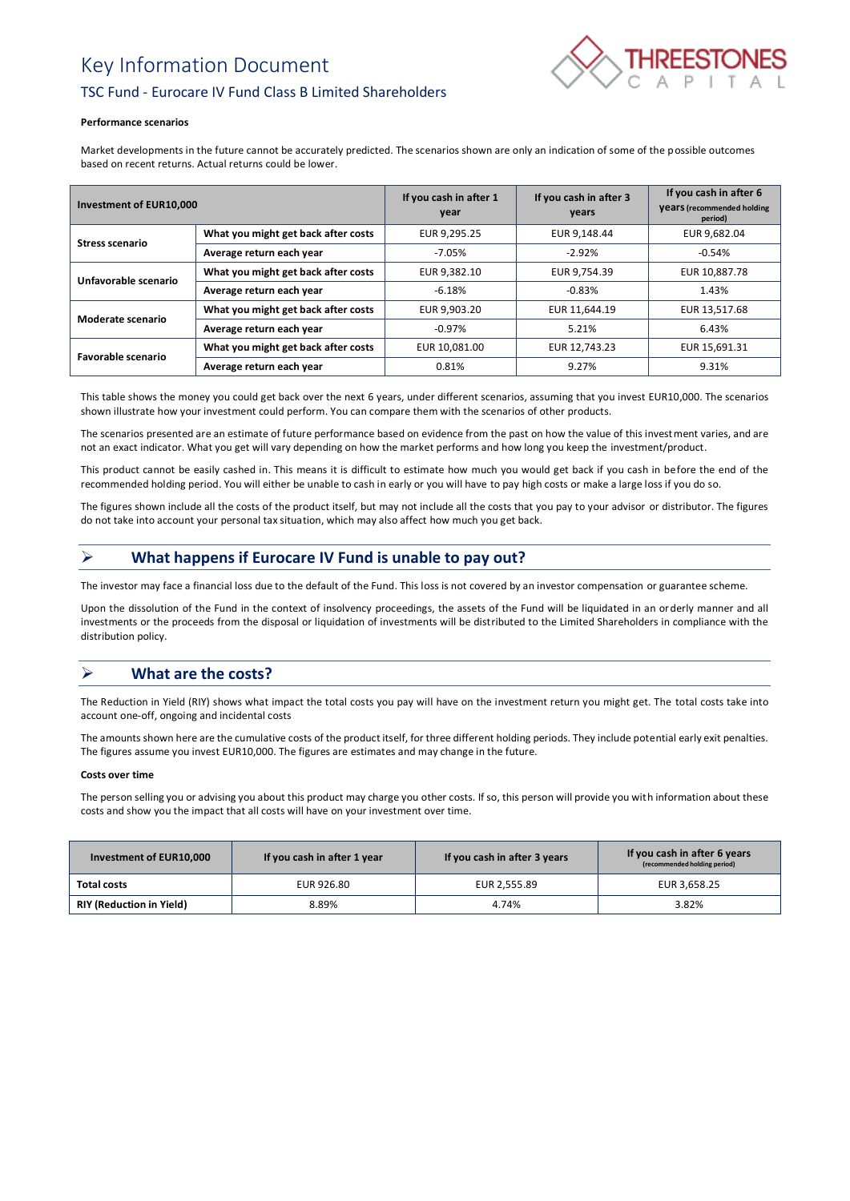# Key Information Document

## TSC Fund - Eurocare IV Fund Class B Limited Shareholders

#### Performance scenarios

Market developments in the future cannot be accurately predicted. The scenarios shown are only an indication of some of the possible outcomes based on recent returns. Actual returns could be lower.

| Investment of EUR10,000 | | If you cash in after 1 year | If you cash in after 3 years | If you cash in after 6 years (recommended holding period) |
|---|---|---|---|---|
| **Stress scenario** | **What you might get back after costs** | EUR 9,295.25 | EUR 9,148.44 | EUR 9,682.04 |
| | **Average return each year** | -7.05% | -2.92% | -0.54% |
| **Unfavorable scenario** | **What you might get back after costs** | EUR 9,382.10 | EUR 9,754.39 | EUR 10,887.78 |
| | **Average return each year** | -6.18% | -0.83% | 1.43% |
| **Moderate scenario** | **What you might get back after costs** | EUR 9,903.20 | EUR 11,644.19 | EUR 13,517.68 |
| | **Average return each year** | -0.97% | 5.21% | 6.43% |
| **Favorable scenario** | **What you might get back after costs** | EUR 10,081.00 | EUR 12,743.23 | EUR 15,691.31 |
| | **Average return each year** | 0.81% | 9.27% | 9.31% |

This table shows the money you could get back over the next 6 years, under different scenarios, assuming that you invest EUR10,000. The scenarios shown illustrate how your investment could perform. You can compare them with the scenarios of other products.

The scenarios presented are an estimate of future performance based on evidence from the past on how the value of this investment varies, and are not an exact indicator. What you get will vary depending on how the market performs and how long you keep the investment/product.

This product cannot be easily cashed in. This means it is difficult to estimate how much you would get back if you cash in before the end of the recommended holding period. You will either be unable to cash in early or you will have to pay high costs or make a large loss if you do so.

The figures shown include all the costs of the product itself, but may not include all the costs that you pay to your advisor or distributor. The figures do not take into account your personal tax situation, which may also affect how much you get back.

## What happens if Eurocare IV Fund is unable to pay out?

The investor may face a financial loss due to the default of the Fund. This loss is not covered by an investor compensation or guarantee scheme.

Upon the dissolution of the Fund in the context of insolvency proceedings, the assets of the Fund will be liquidated in an orderly manner and all investments or the proceeds from the disposal or liquidation of investments will be distributed to the Limited Shareholders in compliance with the distribution policy.

## What are the costs?

The Reduction in Yield (RIY) shows what impact the total costs you pay will have on the investment return you might get. The total costs take into account one-off, ongoing and incidental costs

The amounts shown here are the cumulative costs of the product itself, for three different holding periods. They include potential early exit penalties. The figures assume you invest EUR10,000. The figures are estimates and may change in the future.

#### Costs over time

The person selling you or advising you about this product may charge you other costs. If so, this person will provide you with information about these costs and show you the impact that all costs will have on your investment over time.

| Investment of EUR10,000 | If you cash in after 1 year | If you cash in after 3 years | If you cash in after 6 years (recommended holding period) |
|---|---|---|---|
| **Total costs** | EUR 926.80 | EUR 2,555.89 | EUR 3,658.25 |
| **RIY (Reduction in Yield)** | 8.89% | 4.74% | 3.82% |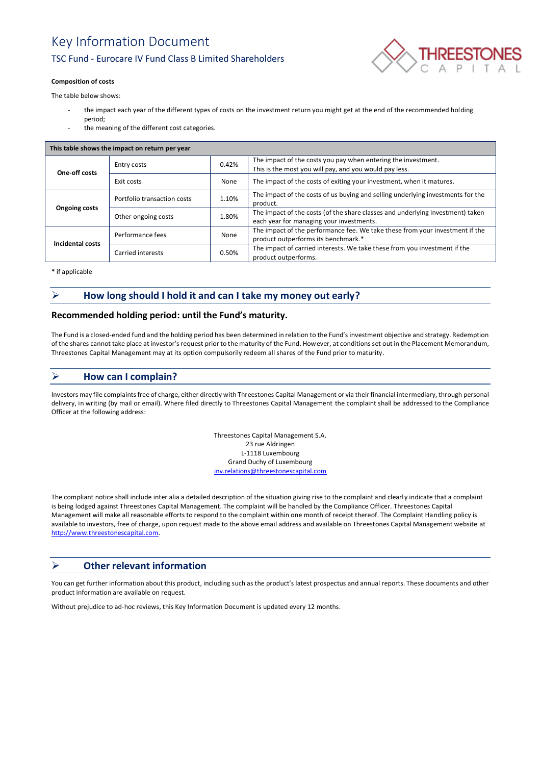# Key Information Document

## TSC Fund - Eurocare IV Fund Class B Limited Shareholders

**Composition of costs**

The table below shows:

- the impact each year of the different types of costs on the investment return you might get at the end of the recommended holding period;
- the meaning of the different cost categories.

| This table shows the impact on return per year | | | |
|---|---|---|---|
| **One-off costs** | Entry costs | 0.42% | The impact of the costs you pay when entering the investment. This is the most you will pay, and you would pay less. |
| | Exit costs | None | The impact of the costs of exiting your investment, when it matures. |
| **Ongoing costs** | Portfolio transaction costs | 1.10% | The impact of the costs of us buying and selling underlying investments for the product. |
| | Other ongoing costs | 1.80% | The impact of the costs (of the share classes and underlying investment) taken each year for managing your investments. |
| **Incidental costs** | Performance fees | None | The impact of the performance fee. We take these from your investment if the product outperforms its benchmark.* |
| | Carried interests | 0.50% | The impact of carried interests. We take these from you investment if the product outperforms. |

* if applicable

## How long should I hold it and can I take my money out early?

### Recommended holding period: until the Fund's maturity.

The Fund is a closed-ended fund and the holding period has been determined in relation to the Fund's investment objective and strategy. Redemption of the shares cannot take place at investor's request prior to the maturity of the Fund. However, at conditions set out in the Placement Memorandum, Threestones Capital Management may at its option compulsorily redeem all shares of the Fund prior to maturity.

## How can I complain?

Investors may file complaints free of charge, either directly with Threestones Capital Management or via their financial intermediary, through personal delivery, in writing (by mail or email). Where filed directly to Threestones Capital Management the complaint shall be addressed to the Compliance Officer at the following address:

Threestones Capital Management S.A.
23 rue Aldringen
L-1118 Luxembourg
Grand Duchy of Luxembourg
inv.relations@threestonescapital.com

The compliant notice shall include inter alia a detailed description of the situation giving rise to the complaint and clearly indicate that a complaint is being lodged against Threestones Capital Management. The complaint will be handled by the Compliance Officer. Threestones Capital Management will make all reasonable efforts to respond to the complaint within one month of receipt thereof. The Complaint Handling policy is available to investors, free of charge, upon request made to the above email address and available on Threestones Capital Management website at http://www.threestonescapital.com.

## Other relevant information

You can get further information about this product, including such as the product's latest prospectus and annual reports. These documents and other product information are available on request.

Without prejudice to ad-hoc reviews, this Key Information Document is updated every 12 months.